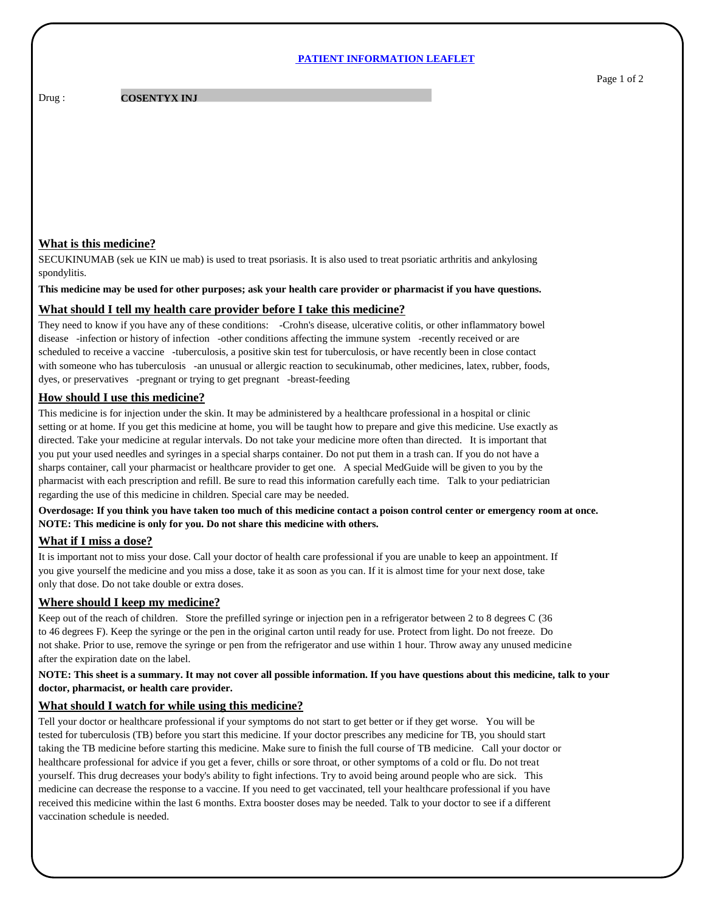# PATIENT INFORMATION LEAFLET

Drug : **COSENTYX INJ**

## What is this medicine?

SECUKINUMAB (sek ue KIN ue mab) is used to treat psoriasis. It is also used to treat psoriatic arthritis and ankylosing spondylitis.

**This medicine may be used for other purposes; ask your health care provider or pharmacist if you have questions.**

## What should I tell my health care provider before I take this medicine?

They need to know if you have any of these conditions: -Crohn's disease, ulcerative colitis, or other inflammatory bowel disease -infection or history of infection -other conditions affecting the immune system -recently received or are scheduled to receive a vaccine -tuberculosis, a positive skin test for tuberculosis, or have recently been in close contact with someone who has tuberculosis -an unusual or allergic reaction to secukinumab, other medicines, latex, rubber, foods, dyes, or preservatives -pregnant or trying to get pregnant -breast-feeding

## How should I use this medicine?

This medicine is for injection under the skin. It may be administered by a healthcare professional in a hospital or clinic setting or at home. If you get this medicine at home, you will be taught how to prepare and give this medicine. Use exactly as directed. Take your medicine at regular intervals. Do not take your medicine more often than directed. It is important that you put your used needles and syringes in a special sharps container. Do not put them in a trash can. If you do not have a sharps container, call your pharmacist or healthcare provider to get one. A special MedGuide will be given to you by the pharmacist with each prescription and refill. Be sure to read this information carefully each time. Talk to your pediatrician regarding the use of this medicine in children. Special care may be needed.

**Overdosage: If you think you have taken too much of this medicine contact a poison control center or emergency room at once.**
**NOTE: This medicine is only for you. Do not share this medicine with others.**

## What if I miss a dose?

It is important not to miss your dose. Call your doctor of health care professional if you are unable to keep an appointment. If you give yourself the medicine and you miss a dose, take it as soon as you can. If it is almost time for your next dose, take only that dose. Do not take double or extra doses.

## Where should I keep my medicine?

Keep out of the reach of children. Store the prefilled syringe or injection pen in a refrigerator between 2 to 8 degrees C (36 to 46 degrees F). Keep the syringe or the pen in the original carton until ready for use. Protect from light. Do not freeze. Do not shake. Prior to use, remove the syringe or pen from the refrigerator and use within 1 hour. Throw away any unused medicine after the expiration date on the label.

**NOTE: This sheet is a summary. It may not cover all possible information. If you have questions about this medicine, talk to your doctor, pharmacist, or health care provider.**

## What should I watch for while using this medicine?

Tell your doctor or healthcare professional if your symptoms do not start to get better or if they get worse. You will be tested for tuberculosis (TB) before you start this medicine. If your doctor prescribes any medicine for TB, you should start taking the TB medicine before starting this medicine. Make sure to finish the full course of TB medicine. Call your doctor or healthcare professional for advice if you get a fever, chills or sore throat, or other symptoms of a cold or flu. Do not treat yourself. This drug decreases your body's ability to fight infections. Try to avoid being around people who are sick. This medicine can decrease the response to a vaccine. If you need to get vaccinated, tell your healthcare professional if you have received this medicine within the last 6 months. Extra booster doses may be needed. Talk to your doctor to see if a different vaccination schedule is needed.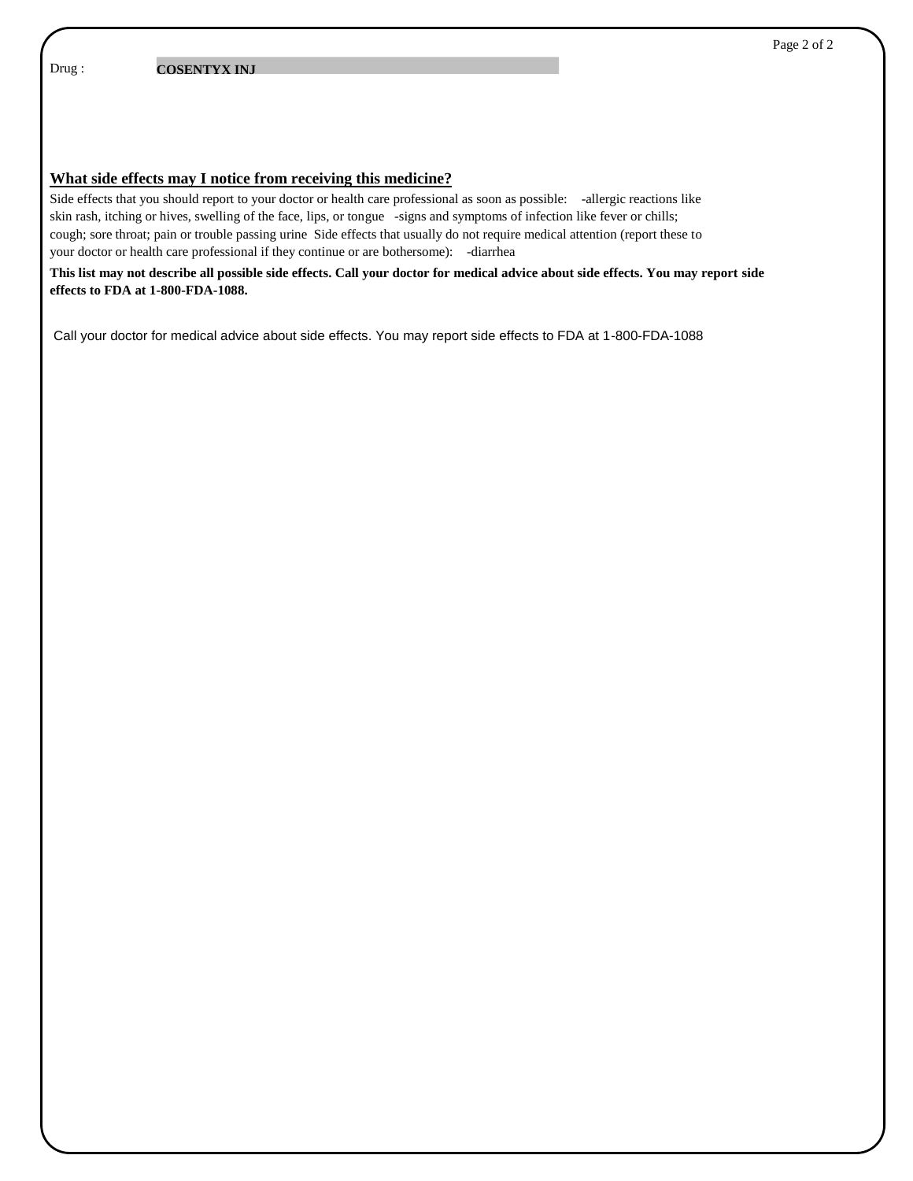Drug : **COSENTYX INJ**

## What side effects may I notice from receiving this medicine?

Side effects that you should report to your doctor or health care professional as soon as possible: -allergic reactions like skin rash, itching or hives, swelling of the face, lips, or tongue -signs and symptoms of infection like fever or chills; cough; sore throat; pain or trouble passing urine Side effects that usually do not require medical attention (report these to your doctor or health care professional if they continue or are bothersome): -diarrhea

**This list may not describe all possible side effects. Call your doctor for medical advice about side effects. You may report side effects to FDA at 1-800-FDA-1088.**

Call your doctor for medical advice about side effects. You may report side effects to FDA at 1-800-FDA-1088